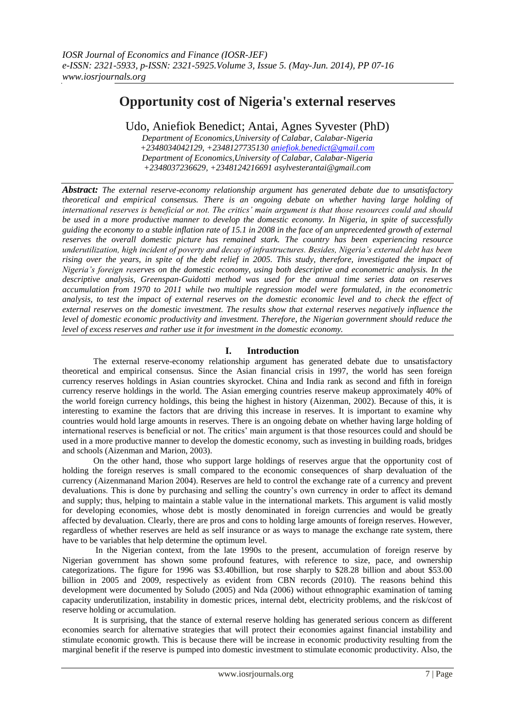# Opportunity cost of Nigeria's external reserves

Udo, Aniefiok Benedict; Antai, Agnes Syvester (PhD)

*Department of Economics,University of Calabar, Calabar-Nigeria*
*+2348034042129, +2348127735130 aniefiok.benedict@gmail.com*
*Department of Economics,University of Calabar, Calabar-Nigeria*
*+2348037236629, +2348124216691 asylvesterantai@gmail.com*

***Abstract:*** *The external reserve-economy relationship argument has generated debate due to unsatisfactory theoretical and empirical consensus. There is an ongoing debate on whether having large holding of international reserves is beneficial or not. The critics' main argument is that those resources could and should be used in a more productive manner to develop the domestic economy. In Nigeria, in spite of successfully guiding the economy to a stable inflation rate of 15.1 in 2008 in the face of an unprecedented growth of external reserves the overall domestic picture has remained stark. The country has been experiencing resource underutilization, high incident of poverty and decay of infrastructures. Besides, Nigeria's external debt has been rising over the years, in spite of the debt relief in 2005. This study, therefore, investigated the impact of Nigeria's foreign reserves on the domestic economy, using both descriptive and econometric analysis. In the descriptive analysis, Greenspan-Guidotti method was used for the annual time series data on reserves accumulation from 1970 to 2011 while two multiple regression model were formulated, in the econometric analysis, to test the impact of external reserves on the domestic economic level and to check the effect of external reserves on the domestic investment. The results show that external reserves negatively influence the level of domestic economic productivity and investment. Therefore, the Nigerian government should reduce the level of excess reserves and rather use it for investment in the domestic economy.*

## I. Introduction

The external reserve-economy relationship argument has generated debate due to unsatisfactory theoretical and empirical consensus. Since the Asian financial crisis in 1997, the world has seen foreign currency reserves holdings in Asian countries skyrocket. China and India rank as second and fifth in foreign currency reserve holdings in the world. The Asian emerging countries reserve makeup approximately 40% of the world foreign currency holdings, this being the highest in history (Aizenman, 2002). Because of this, it is interesting to examine the factors that are driving this increase in reserves. It is important to examine why countries would hold large amounts in reserves. There is an ongoing debate on whether having large holding of international reserves is beneficial or not. The critics' main argument is that those resources could and should be used in a more productive manner to develop the domestic economy, such as investing in building roads, bridges and schools (Aizenman and Marion, 2003).

On the other hand, those who support large holdings of reserves argue that the opportunity cost of holding the foreign reserves is small compared to the economic consequences of sharp devaluation of the currency (Aizenmanand Marion 2004). Reserves are held to control the exchange rate of a currency and prevent devaluations. This is done by purchasing and selling the country's own currency in order to affect its demand and supply; thus, helping to maintain a stable value in the international markets. This argument is valid mostly for developing economies, whose debt is mostly denominated in foreign currencies and would be greatly affected by devaluation. Clearly, there are pros and cons to holding large amounts of foreign reserves. However, regardless of whether reserves are held as self insurance or as ways to manage the exchange rate system, there have to be variables that help determine the optimum level.

In the Nigerian context, from the late 1990s to the present, accumulation of foreign reserve by Nigerian government has shown some profound features, with reference to size, pace, and ownership categorizations. The figure for 1996 was \$3.40billion, but rose sharply to \$28.28 billion and about \$53.00 billion in 2005 and 2009, respectively as evident from CBN records (2010). The reasons behind this development were documented by Soludo (2005) and Nda (2006) without ethnographic examination of taming capacity underutilization, instability in domestic prices, internal debt, electricity problems, and the risk/cost of reserve holding or accumulation.

It is surprising, that the stance of external reserve holding has generated serious concern as different economies search for alternative strategies that will protect their economies against financial instability and stimulate economic growth. This is because there will be increase in economic productivity resulting from the marginal benefit if the reserve is pumped into domestic investment to stimulate economic productivity. Also, the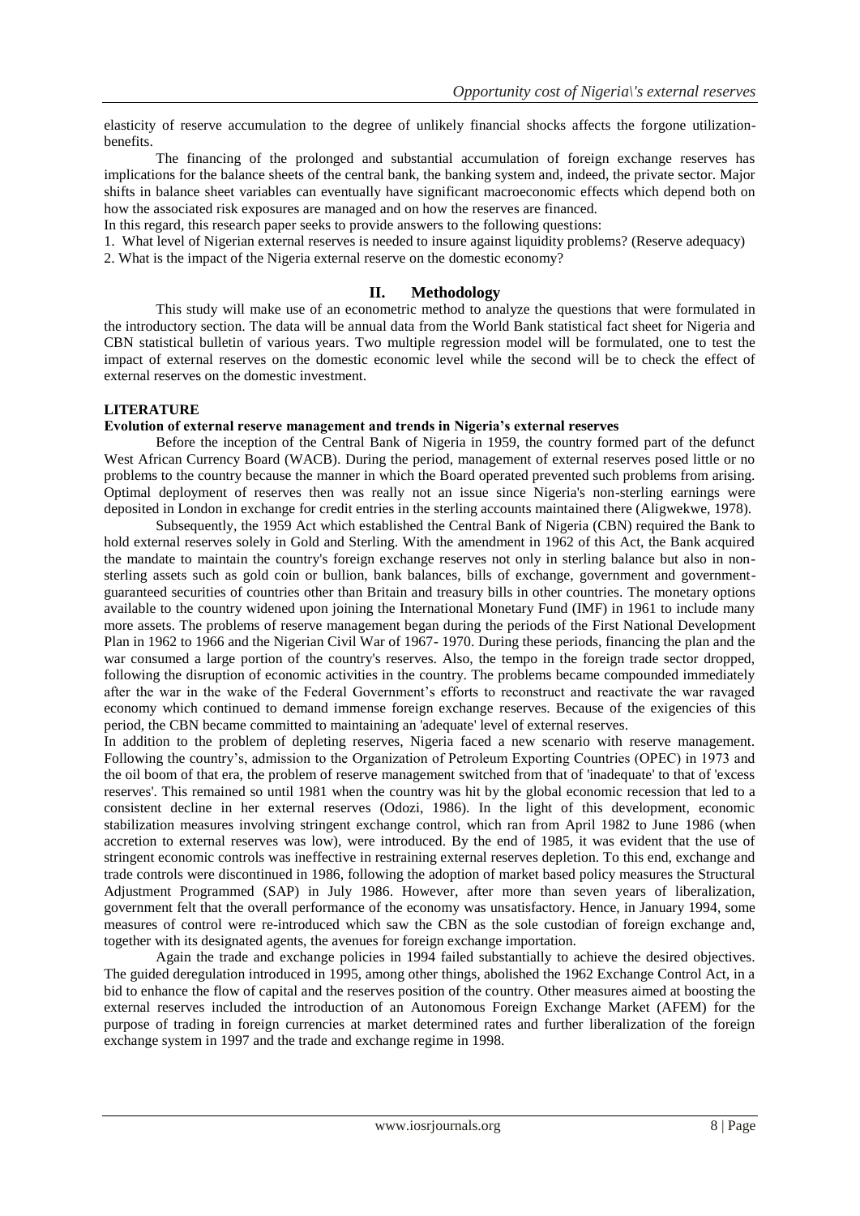elasticity of reserve accumulation to the degree of unlikely financial shocks affects the forgone utilization-benefits.

The financing of the prolonged and substantial accumulation of foreign exchange reserves has implications for the balance sheets of the central bank, the banking system and, indeed, the private sector. Major shifts in balance sheet variables can eventually have significant macroeconomic effects which depend both on how the associated risk exposures are managed and on how the reserves are financed.

In this regard, this research paper seeks to provide answers to the following questions:

1. What level of Nigerian external reserves is needed to insure against liquidity problems? (Reserve adequacy)
2. What is the impact of the Nigeria external reserve on the domestic economy?

## II. Methodology

This study will make use of an econometric method to analyze the questions that were formulated in the introductory section. The data will be annual data from the World Bank statistical fact sheet for Nigeria and CBN statistical bulletin of various years. Two multiple regression model will be formulated, one to test the impact of external reserves on the domestic economic level while the second will be to check the effect of external reserves on the domestic investment.

### LITERATURE

#### Evolution of external reserve management and trends in Nigeria's external reserves

Before the inception of the Central Bank of Nigeria in 1959, the country formed part of the defunct West African Currency Board (WACB). During the period, management of external reserves posed little or no problems to the country because the manner in which the Board operated prevented such problems from arising. Optimal deployment of reserves then was really not an issue since Nigeria's non-sterling earnings were deposited in London in exchange for credit entries in the sterling accounts maintained there (Aligwekwe, 1978).

Subsequently, the 1959 Act which established the Central Bank of Nigeria (CBN) required the Bank to hold external reserves solely in Gold and Sterling. With the amendment in 1962 of this Act, the Bank acquired the mandate to maintain the country's foreign exchange reserves not only in sterling balance but also in non-sterling assets such as gold coin or bullion, bank balances, bills of exchange, government and government-guaranteed securities of countries other than Britain and treasury bills in other countries. The monetary options available to the country widened upon joining the International Monetary Fund (IMF) in 1961 to include many more assets. The problems of reserve management began during the periods of the First National Development Plan in 1962 to 1966 and the Nigerian Civil War of 1967- 1970. During these periods, financing the plan and the war consumed a large portion of the country's reserves. Also, the tempo in the foreign trade sector dropped, following the disruption of economic activities in the country. The problems became compounded immediately after the war in the wake of the Federal Government's efforts to reconstruct and reactivate the war ravaged economy which continued to demand immense foreign exchange reserves. Because of the exigencies of this period, the CBN became committed to maintaining an 'adequate' level of external reserves.

In addition to the problem of depleting reserves, Nigeria faced a new scenario with reserve management. Following the country's, admission to the Organization of Petroleum Exporting Countries (OPEC) in 1973 and the oil boom of that era, the problem of reserve management switched from that of 'inadequate' to that of 'excess reserves'. This remained so until 1981 when the country was hit by the global economic recession that led to a consistent decline in her external reserves (Odozi, 1986). In the light of this development, economic stabilization measures involving stringent exchange control, which ran from April 1982 to June 1986 (when accretion to external reserves was low), were introduced. By the end of 1985, it was evident that the use of stringent economic controls was ineffective in restraining external reserves depletion. To this end, exchange and trade controls were discontinued in 1986, following the adoption of market based policy measures the Structural Adjustment Programmed (SAP) in July 1986. However, after more than seven years of liberalization, government felt that the overall performance of the economy was unsatisfactory. Hence, in January 1994, some measures of control were re-introduced which saw the CBN as the sole custodian of foreign exchange and, together with its designated agents, the avenues for foreign exchange importation.

Again the trade and exchange policies in 1994 failed substantially to achieve the desired objectives. The guided deregulation introduced in 1995, among other things, abolished the 1962 Exchange Control Act, in a bid to enhance the flow of capital and the reserves position of the country. Other measures aimed at boosting the external reserves included the introduction of an Autonomous Foreign Exchange Market (AFEM) for the purpose of trading in foreign currencies at market determined rates and further liberalization of the foreign exchange system in 1997 and the trade and exchange regime in 1998.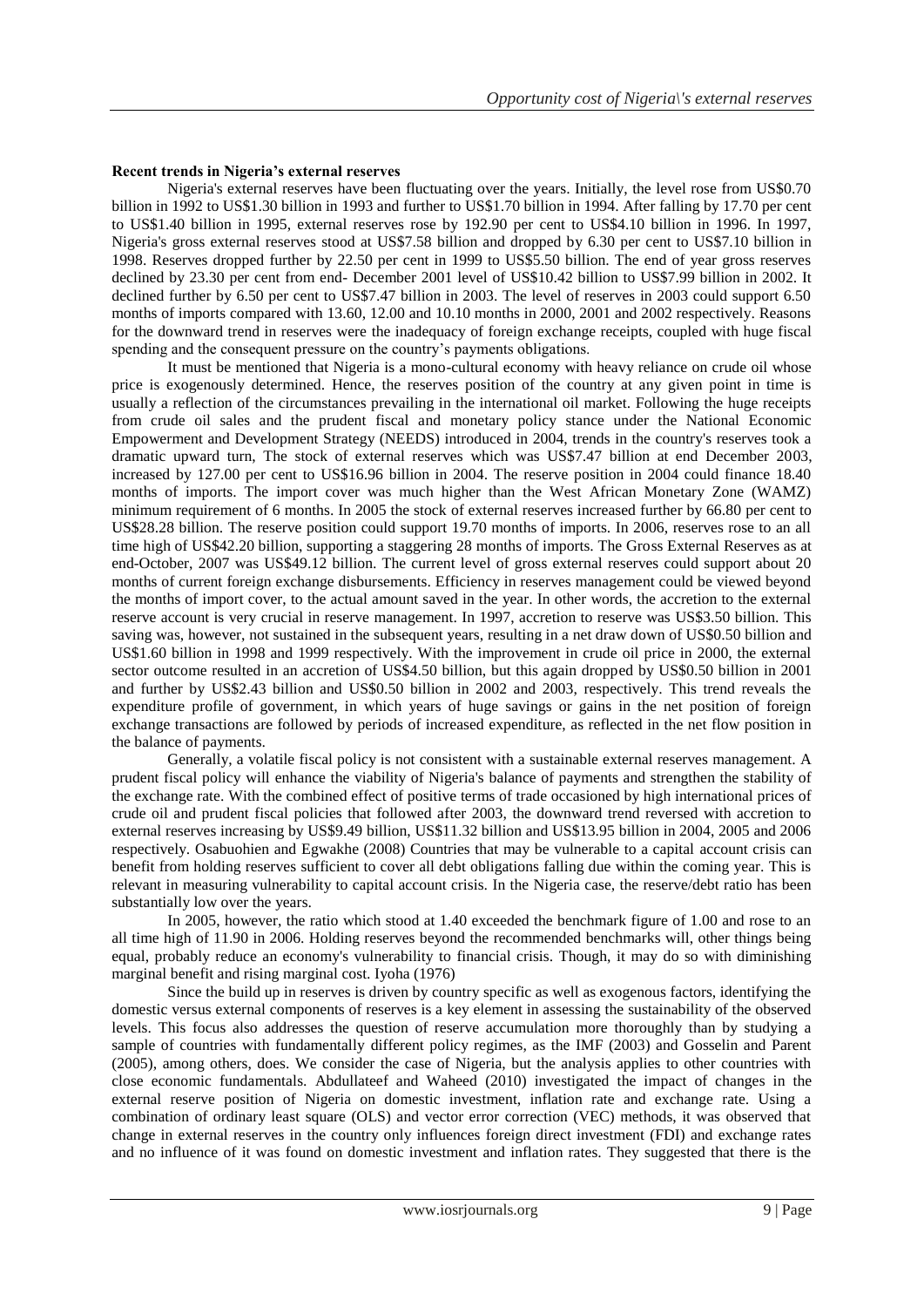**Recent trends in Nigeria's external reserves**

Nigeria's external reserves have been fluctuating over the years. Initially, the level rose from US$0.70 billion in 1992 to US$1.30 billion in 1993 and further to US$1.70 billion in 1994. After falling by 17.70 per cent to US$1.40 billion in 1995, external reserves rose by 192.90 per cent to US$4.10 billion in 1996. In 1997, Nigeria's gross external reserves stood at US$7.58 billion and dropped by 6.30 per cent to US$7.10 billion in 1998. Reserves dropped further by 22.50 per cent in 1999 to US$5.50 billion. The end of year gross reserves declined by 23.30 per cent from end- December 2001 level of US$10.42 billion to US$7.99 billion in 2002. It declined further by 6.50 per cent to US$7.47 billion in 2003. The level of reserves in 2003 could support 6.50 months of imports compared with 13.60, 12.00 and 10.10 months in 2000, 2001 and 2002 respectively. Reasons for the downward trend in reserves were the inadequacy of foreign exchange receipts, coupled with huge fiscal spending and the consequent pressure on the country's payments obligations.

It must be mentioned that Nigeria is a mono-cultural economy with heavy reliance on crude oil whose price is exogenously determined. Hence, the reserves position of the country at any given point in time is usually a reflection of the circumstances prevailing in the international oil market. Following the huge receipts from crude oil sales and the prudent fiscal and monetary policy stance under the National Economic Empowerment and Development Strategy (NEEDS) introduced in 2004, trends in the country's reserves took a dramatic upward turn, The stock of external reserves which was US$7.47 billion at end December 2003, increased by 127.00 per cent to US$16.96 billion in 2004. The reserve position in 2004 could finance 18.40 months of imports. The import cover was much higher than the West African Monetary Zone (WAMZ) minimum requirement of 6 months. In 2005 the stock of external reserves increased further by 66.80 per cent to US$28.28 billion. The reserve position could support 19.70 months of imports. In 2006, reserves rose to an all time high of US$42.20 billion, supporting a staggering 28 months of imports. The Gross External Reserves as at end-October, 2007 was US$49.12 billion. The current level of gross external reserves could support about 20 months of current foreign exchange disbursements. Efficiency in reserves management could be viewed beyond the months of import cover, to the actual amount saved in the year. In other words, the accretion to the external reserve account is very crucial in reserve management. In 1997, accretion to reserve was US$3.50 billion. This saving was, however, not sustained in the subsequent years, resulting in a net draw down of US$0.50 billion and US$1.60 billion in 1998 and 1999 respectively. With the improvement in crude oil price in 2000, the external sector outcome resulted in an accretion of US$4.50 billion, but this again dropped by US$0.50 billion in 2001 and further by US$2.43 billion and US$0.50 billion in 2002 and 2003, respectively. This trend reveals the expenditure profile of government, in which years of huge savings or gains in the net position of foreign exchange transactions are followed by periods of increased expenditure, as reflected in the net flow position in the balance of payments.

Generally, a volatile fiscal policy is not consistent with a sustainable external reserves management. A prudent fiscal policy will enhance the viability of Nigeria's balance of payments and strengthen the stability of the exchange rate. With the combined effect of positive terms of trade occasioned by high international prices of crude oil and prudent fiscal policies that followed after 2003, the downward trend reversed with accretion to external reserves increasing by US$9.49 billion, US$11.32 billion and US$13.95 billion in 2004, 2005 and 2006 respectively. Osabuohien and Egwakhe (2008) Countries that may be vulnerable to a capital account crisis can benefit from holding reserves sufficient to cover all debt obligations falling due within the coming year. This is relevant in measuring vulnerability to capital account crisis. In the Nigeria case, the reserve/debt ratio has been substantially low over the years.

In 2005, however, the ratio which stood at 1.40 exceeded the benchmark figure of 1.00 and rose to an all time high of 11.90 in 2006. Holding reserves beyond the recommended benchmarks will, other things being equal, probably reduce an economy's vulnerability to financial crisis. Though, it may do so with diminishing marginal benefit and rising marginal cost. Iyoha (1976)

Since the build up in reserves is driven by country specific as well as exogenous factors, identifying the domestic versus external components of reserves is a key element in assessing the sustainability of the observed levels. This focus also addresses the question of reserve accumulation more thoroughly than by studying a sample of countries with fundamentally different policy regimes, as the IMF (2003) and Gosselin and Parent (2005), among others, does. We consider the case of Nigeria, but the analysis applies to other countries with close economic fundamentals. Abdullateef and Waheed (2010) investigated the impact of changes in the external reserve position of Nigeria on domestic investment, inflation rate and exchange rate. Using a combination of ordinary least square (OLS) and vector error correction (VEC) methods, it was observed that change in external reserves in the country only influences foreign direct investment (FDI) and exchange rates and no influence of it was found on domestic investment and inflation rates. They suggested that there is the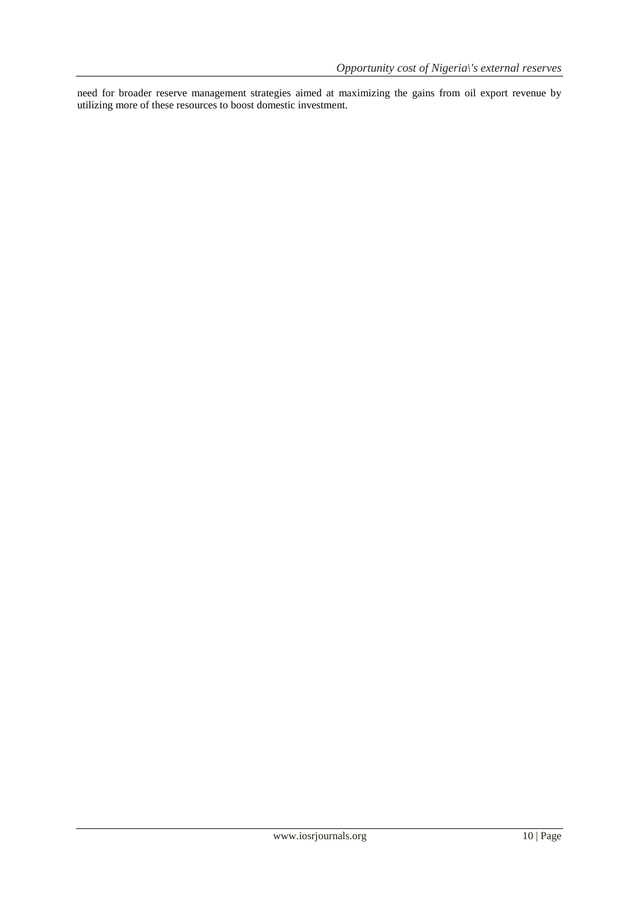need for broader reserve management strategies aimed at maximizing the gains from oil export revenue by utilizing more of these resources to boost domestic investment.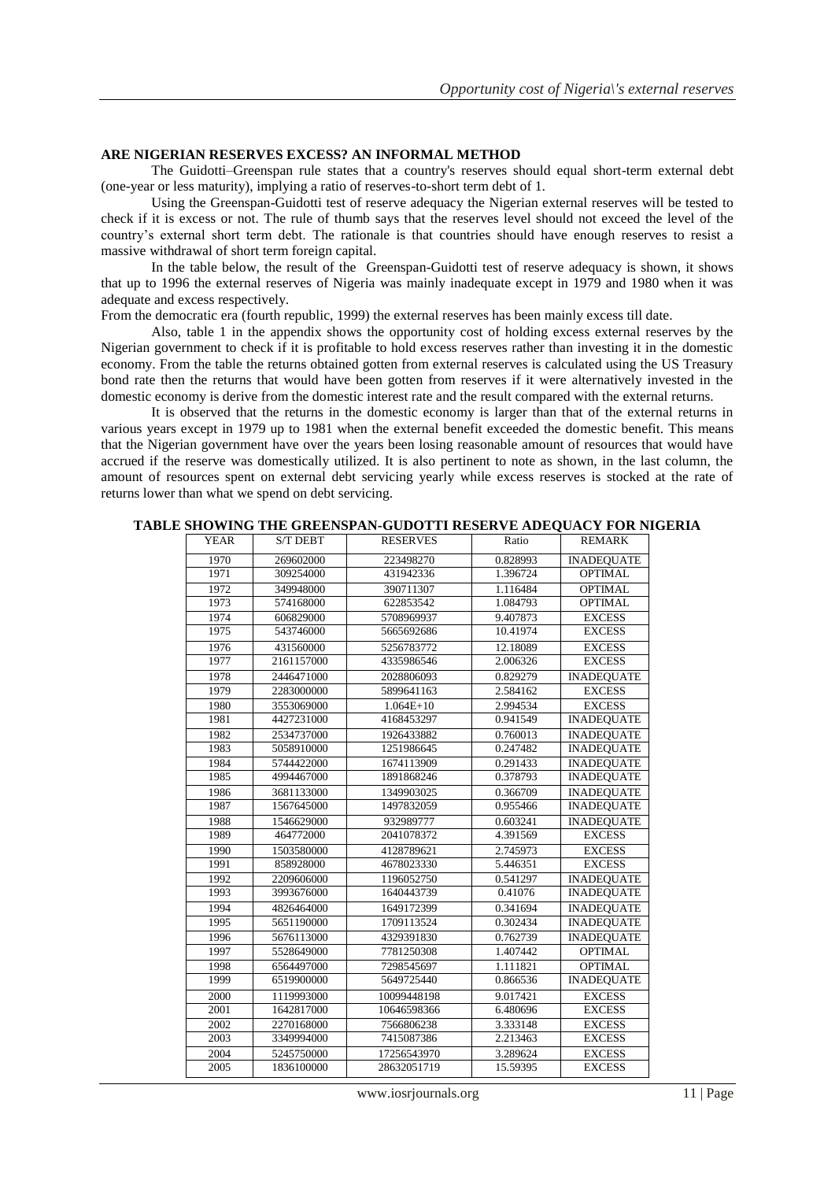## ARE NIGERIAN RESERVES EXCESS? AN INFORMAL METHOD

The Guidotti–Greenspan rule states that a country's reserves should equal short-term external debt (one-year or less maturity), implying a ratio of reserves-to-short term debt of 1.

Using the Greenspan-Guidotti test of reserve adequacy the Nigerian external reserves will be tested to check if it is excess or not. The rule of thumb says that the reserves level should not exceed the level of the country's external short term debt. The rationale is that countries should have enough reserves to resist a massive withdrawal of short term foreign capital.

In the table below, the result of the Greenspan-Guidotti test of reserve adequacy is shown, it shows that up to 1996 the external reserves of Nigeria was mainly inadequate except in 1979 and 1980 when it was adequate and excess respectively.

From the democratic era (fourth republic, 1999) the external reserves has been mainly excess till date.

Also, table 1 in the appendix shows the opportunity cost of holding excess external reserves by the Nigerian government to check if it is profitable to hold excess reserves rather than investing it in the domestic economy. From the table the returns obtained gotten from external reserves is calculated using the US Treasury bond rate then the returns that would have been gotten from reserves if it were alternatively invested in the domestic economy is derive from the domestic interest rate and the result compared with the external returns.

It is observed that the returns in the domestic economy is larger than that of the external returns in various years except in 1979 up to 1981 when the external benefit exceeded the domestic benefit. This means that the Nigerian government have over the years been losing reasonable amount of resources that would have accrued if the reserve was domestically utilized. It is also pertinent to note as shown, in the last column, the amount of resources spent on external debt servicing yearly while excess reserves is stocked at the rate of returns lower than what we spend on debt servicing.

**TABLE SHOWING THE GREENSPAN-GUDOTTI RESERVE ADEQUACY FOR NIGERIA**

| YEAR | S/T DEBT | RESERVES | Ratio | REMARK |
|---|---|---|---|---|
| 1970 | 269602000 | 223498270 | 0.828993 | INADEQUATE |
| 1971 | 309254000 | 431942336 | 1.396724 | OPTIMAL |
| 1972 | 349948000 | 390711307 | 1.116484 | OPTIMAL |
| 1973 | 574168000 | 622853542 | 1.084793 | OPTIMAL |
| 1974 | 606829000 | 5708969937 | 9.407873 | EXCESS |
| 1975 | 543746000 | 5665692686 | 10.41974 | EXCESS |
| 1976 | 431560000 | 5256783772 | 12.18089 | EXCESS |
| 1977 | 2161157000 | 4335986546 | 2.006326 | EXCESS |
| 1978 | 2446471000 | 2028806093 | 0.829279 | INADEQUATE |
| 1979 | 2283000000 | 5899641163 | 2.584162 | EXCESS |
| 1980 | 3553069000 | 1.064E+10 | 2.994534 | EXCESS |
| 1981 | 4427231000 | 4168453297 | 0.941549 | INADEQUATE |
| 1982 | 2534737000 | 1926433882 | 0.760013 | INADEQUATE |
| 1983 | 5058910000 | 1251986645 | 0.247482 | INADEQUATE |
| 1984 | 5744422000 | 1674113909 | 0.291433 | INADEQUATE |
| 1985 | 4994467000 | 1891868246 | 0.378793 | INADEQUATE |
| 1986 | 3681133000 | 1349903025 | 0.366709 | INADEQUATE |
| 1987 | 1567645000 | 1497832059 | 0.955466 | INADEQUATE |
| 1988 | 1546629000 | 932989777 | 0.603241 | INADEQUATE |
| 1989 | 464772000 | 2041078372 | 4.391569 | EXCESS |
| 1990 | 1503580000 | 4128789621 | 2.745973 | EXCESS |
| 1991 | 858928000 | 4678023330 | 5.446351 | EXCESS |
| 1992 | 2209606000 | 1196052750 | 0.541297 | INADEQUATE |
| 1993 | 3993676000 | 1640443739 | 0.41076 | INADEQUATE |
| 1994 | 4826464000 | 1649172399 | 0.341694 | INADEQUATE |
| 1995 | 5651190000 | 1709113524 | 0.302434 | INADEQUATE |
| 1996 | 5676113000 | 4329391830 | 0.762739 | INADEQUATE |
| 1997 | 5528649000 | 7781250308 | 1.407442 | OPTIMAL |
| 1998 | 6564497000 | 7298545697 | 1.111821 | OPTIMAL |
| 1999 | 6519900000 | 5649725440 | 0.866536 | INADEQUATE |
| 2000 | 1119993000 | 10099448198 | 9.017421 | EXCESS |
| 2001 | 1642817000 | 10646598366 | 6.480696 | EXCESS |
| 2002 | 2270168000 | 7566806238 | 3.333148 | EXCESS |
| 2003 | 3349994000 | 7415087386 | 2.213463 | EXCESS |
| 2004 | 5245750000 | 17256543970 | 3.289624 | EXCESS |
| 2005 | 1836100000 | 28632051719 | 15.59395 | EXCESS |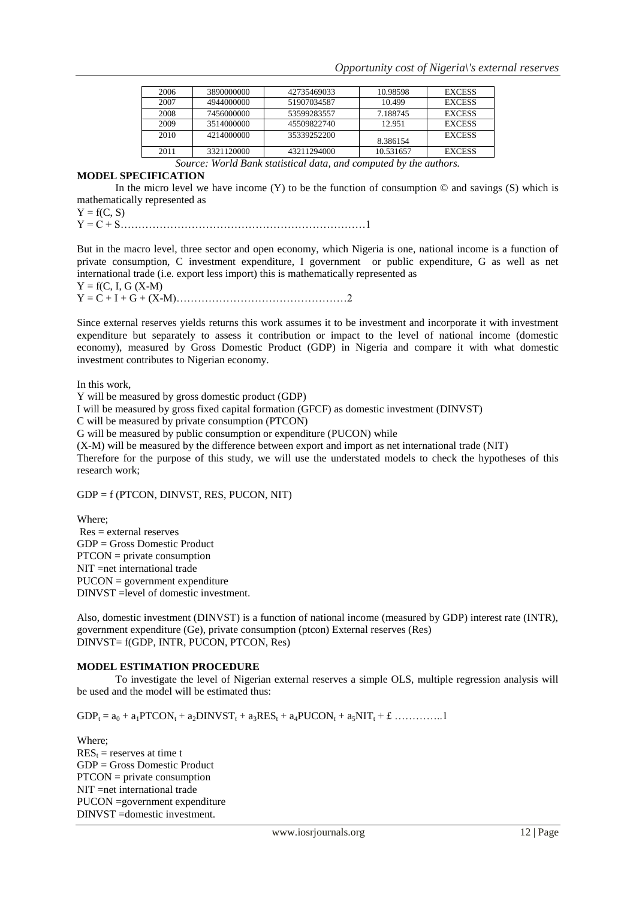| 2006 | 3890000000 | 42735469033 | 10.98598 | EXCESS |
|---|---|---|---|---|
| 2007 | 4944000000 | 51907034587 | 10.499 | EXCESS |
| 2008 | 7456000000 | 53599283557 | 7.188745 | EXCESS |
| 2009 | 3514000000 | 45509822740 | 12.951 | EXCESS |
| 2010 | 4214000000 | 35339252200 | 8.386154 | EXCESS |
| 2011 | 3321120000 | 43211294000 | 10.531657 | EXCESS |

*Source: World Bank statistical data, and computed by the authors.*

**MODEL SPECIFICATION**

In the micro level we have income (Y) to be the function of consumption © and savings (S) which is mathematically represented as

$Y = f(C, S)$

$Y = C + S$……………………………………………………………1

But in the macro level, three sector and open economy, which Nigeria is one, national income is a function of private consumption, C investment expenditure, I government or public expenditure, G as well as net international trade (i.e. export less import) this is mathematically represented as

$Y = f(C, I, G\ (X\text{-}M)$

$Y = C + I + G + (X\text{-}M)$…………………………………………2

Since external reserves yields returns this work assumes it to be investment and incorporate it with investment expenditure but separately to assess it contribution or impact to the level of national income (domestic economy), measured by Gross Domestic Product (GDP) in Nigeria and compare it with what domestic investment contributes to Nigerian economy.

In this work,

Y will be measured by gross domestic product (GDP)

I will be measured by gross fixed capital formation (GFCF) as domestic investment (DINVST)

C will be measured by private consumption (PTCON)

G will be measured by public consumption or expenditure (PUCON) while

(X-M) will be measured by the difference between export and import as net international trade (NIT)

Therefore for the purpose of this study, we will use the understated models to check the hypotheses of this research work;

GDP = f (PTCON, DINVST, RES, PUCON, NIT)

Where;

Res = external reserves

GDP = Gross Domestic Product

PTCON = private consumption

NIT =net international trade

PUCON = government expenditure

DINVST =level of domestic investment.

Also, domestic investment (DINVST) is a function of national income (measured by GDP) interest rate (INTR), government expenditure (Ge), private consumption (ptcon) External reserves (Res)

DINVST= f(GDP, INTR, PUCON, PTCON, Res)

**MODEL ESTIMATION PROCEDURE**

To investigate the level of Nigerian external reserves a simple OLS, multiple regression analysis will be used and the model will be estimated thus:

$GDP_t = a_0 + a_1PTCON_t + a_2DINVST_t + a_3RES_t + a_4PUCON_t + a_5NIT_t + £$ …………..1

Where;

$RES_t$ = reserves at time t

GDP = Gross Domestic Product

PTCON = private consumption

NIT =net international trade

PUCON =government expenditure

DINVST =domestic investment.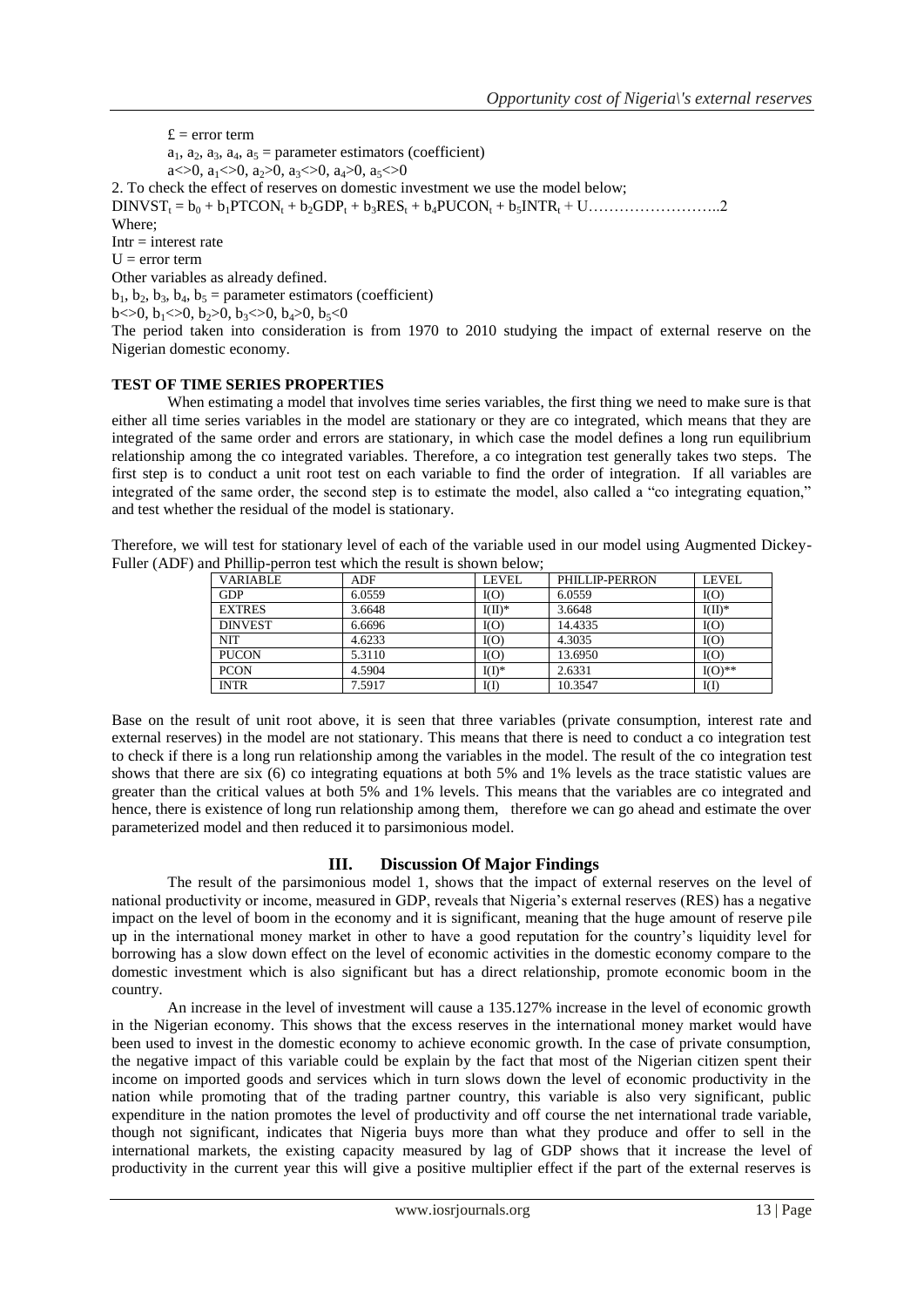$£$ = error term

$a_1, a_2, a_3, a_4, a_5$ = parameter estimators (coefficient)

$a<>0, a_1<>0, a_2>0, a_3<>0, a_4>0, a_5<>0$

2. To check the effect of reserves on domestic investment we use the model below;

$DINVST_t = b_0 + b_1PTCON_t + b_2GDP_t + b_3RES_t + b_4PUCON_t + b_5INTR_t + U$……………………..2

Where;

Intr = interest rate

U = error term

Other variables as already defined.

$b_1, b_2, b_3, b_4, b_5$ = parameter estimators (coefficient)

$b<>0, b_1<>0, b_2>0, b_3<>0, b_4>0, b_5<0$

The period taken into consideration is from 1970 to 2010 studying the impact of external reserve on the Nigerian domestic economy.

**TEST OF TIME SERIES PROPERTIES**

When estimating a model that involves time series variables, the first thing we need to make sure is that either all time series variables in the model are stationary or they are co integrated, which means that they are integrated of the same order and errors are stationary, in which case the model defines a long run equilibrium relationship among the co integrated variables. Therefore, a co integration test generally takes two steps. The first step is to conduct a unit root test on each variable to find the order of integration. If all variables are integrated of the same order, the second step is to estimate the model, also called a "co integrating equation," and test whether the residual of the model is stationary.

Therefore, we will test for stationary level of each of the variable used in our model using Augmented Dickey-Fuller (ADF) and Phillip-perron test which the result is shown below;

| VARIABLE | ADF | LEVEL | PHILLIP-PERRON | LEVEL |
|---|---|---|---|---|
| GDP | 6.0559 | I(O) | 6.0559 | I(O) |
| EXTRES | 3.6648 | I(II)* | 3.6648 | I(II)* |
| DINVEST | 6.6696 | I(O) | 14.4335 | I(O) |
| NIT | 4.6233 | I(O) | 4.3035 | I(O) |
| PUCON | 5.3110 | I(O) | 13.6950 | I(O) |
| PCON | 4.5904 | I(I)* | 2.6331 | I(O)** |
| INTR | 7.5917 | I(I) | 10.3547 | I(I) |

Base on the result of unit root above, it is seen that three variables (private consumption, interest rate and external reserves) in the model are not stationary. This means that there is need to conduct a co integration test to check if there is a long run relationship among the variables in the model. The result of the co integration test shows that there are six (6) co integrating equations at both 5% and 1% levels as the trace statistic values are greater than the critical values at both 5% and 1% levels. This means that the variables are co integrated and hence, there is existence of long run relationship among them, therefore we can go ahead and estimate the over parameterized model and then reduced it to parsimonious model.

## III. Discussion Of Major Findings

The result of the parsimonious model 1, shows that the impact of external reserves on the level of national productivity or income, measured in GDP, reveals that Nigeria's external reserves (RES) has a negative impact on the level of boom in the economy and it is significant, meaning that the huge amount of reserve pile up in the international money market in other to have a good reputation for the country's liquidity level for borrowing has a slow down effect on the level of economic activities in the domestic economy compare to the domestic investment which is also significant but has a direct relationship, promote economic boom in the country.

An increase in the level of investment will cause a 135.127% increase in the level of economic growth in the Nigerian economy. This shows that the excess reserves in the international money market would have been used to invest in the domestic economy to achieve economic growth. In the case of private consumption, the negative impact of this variable could be explain by the fact that most of the Nigerian citizen spent their income on imported goods and services which in turn slows down the level of economic productivity in the nation while promoting that of the trading partner country, this variable is also very significant, public expenditure in the nation promotes the level of productivity and off course the net international trade variable, though not significant, indicates that Nigeria buys more than what they produce and offer to sell in the international markets, the existing capacity measured by lag of GDP shows that it increase the level of productivity in the current year this will give a positive multiplier effect if the part of the external reserves is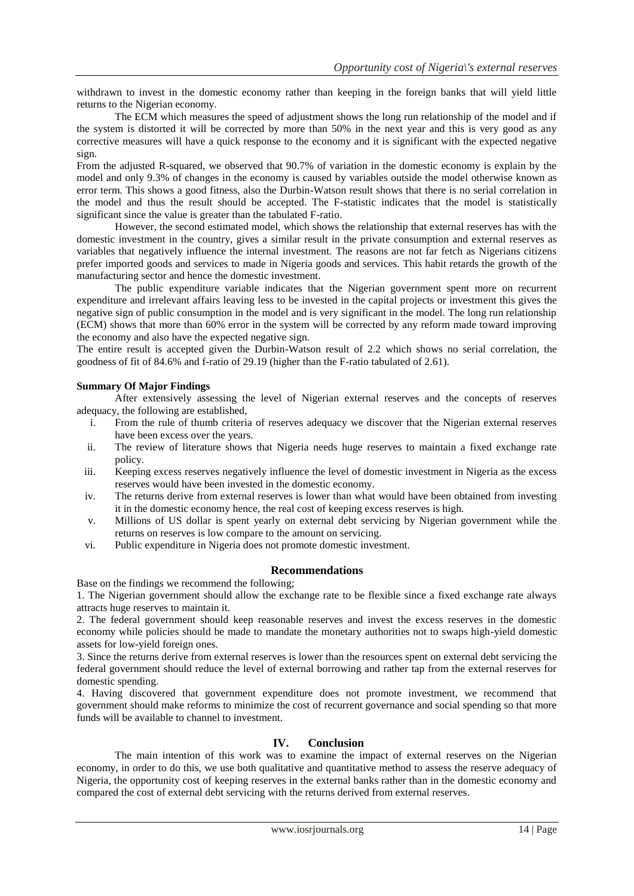withdrawn to invest in the domestic economy rather than keeping in the foreign banks that will yield little returns to the Nigerian economy.

The ECM which measures the speed of adjustment shows the long run relationship of the model and if the system is distorted it will be corrected by more than 50% in the next year and this is very good as any corrective measures will have a quick response to the economy and it is significant with the expected negative sign.

From the adjusted R-squared, we observed that 90.7% of variation in the domestic economy is explain by the model and only 9.3% of changes in the economy is caused by variables outside the model otherwise known as error term. This shows a good fitness, also the Durbin-Watson result shows that there is no serial correlation in the model and thus the result should be accepted. The F-statistic indicates that the model is statistically significant since the value is greater than the tabulated F-ratio.

However, the second estimated model, which shows the relationship that external reserves has with the domestic investment in the country, gives a similar result in the private consumption and external reserves as variables that negatively influence the internal investment. The reasons are not far fetch as Nigerians citizens prefer imported goods and services to made in Nigeria goods and services. This habit retards the growth of the manufacturing sector and hence the domestic investment.

The public expenditure variable indicates that the Nigerian government spent more on recurrent expenditure and irrelevant affairs leaving less to be invested in the capital projects or investment this gives the negative sign of public consumption in the model and is very significant in the model. The long run relationship (ECM) shows that more than 60% error in the system will be corrected by any reform made toward improving the economy and also have the expected negative sign.

The entire result is accepted given the Durbin-Watson result of 2.2 which shows no serial correlation, the goodness of fit of 84.6% and f-ratio of 29.19 (higher than the F-ratio tabulated of 2.61).

**Summary Of Major Findings**

After extensively assessing the level of Nigerian external reserves and the concepts of reserves adequacy, the following are established,

i. From the rule of thumb criteria of reserves adequacy we discover that the Nigerian external reserves have been excess over the years.
ii. The review of literature shows that Nigeria needs huge reserves to maintain a fixed exchange rate policy.
iii. Keeping excess reserves negatively influence the level of domestic investment in Nigeria as the excess reserves would have been invested in the domestic economy.
iv. The returns derive from external reserves is lower than what would have been obtained from investing it in the domestic economy hence, the real cost of keeping excess reserves is high.
v. Millions of US dollar is spent yearly on external debt servicing by Nigerian government while the returns on reserves is low compare to the amount on servicing.
vi. Public expenditure in Nigeria does not promote domestic investment.

## Recommendations

Base on the findings we recommend the following;

1. The Nigerian government should allow the exchange rate to be flexible since a fixed exchange rate always attracts huge reserves to maintain it.
2. The federal government should keep reasonable reserves and invest the excess reserves in the domestic economy while policies should be made to mandate the monetary authorities not to swaps high-yield domestic assets for low-yield foreign ones.
3. Since the returns derive from external reserves is lower than the resources spent on external debt servicing the federal government should reduce the level of external borrowing and rather tap from the external reserves for domestic spending.
4. Having discovered that government expenditure does not promote investment, we recommend that government should make reforms to minimize the cost of recurrent governance and social spending so that more funds will be available to channel to investment.

## IV. Conclusion

The main intention of this work was to examine the impact of external reserves on the Nigerian economy, in order to do this, we use both qualitative and quantitative method to assess the reserve adequacy of Nigeria, the opportunity cost of keeping reserves in the external banks rather than in the domestic economy and compared the cost of external debt servicing with the returns derived from external reserves.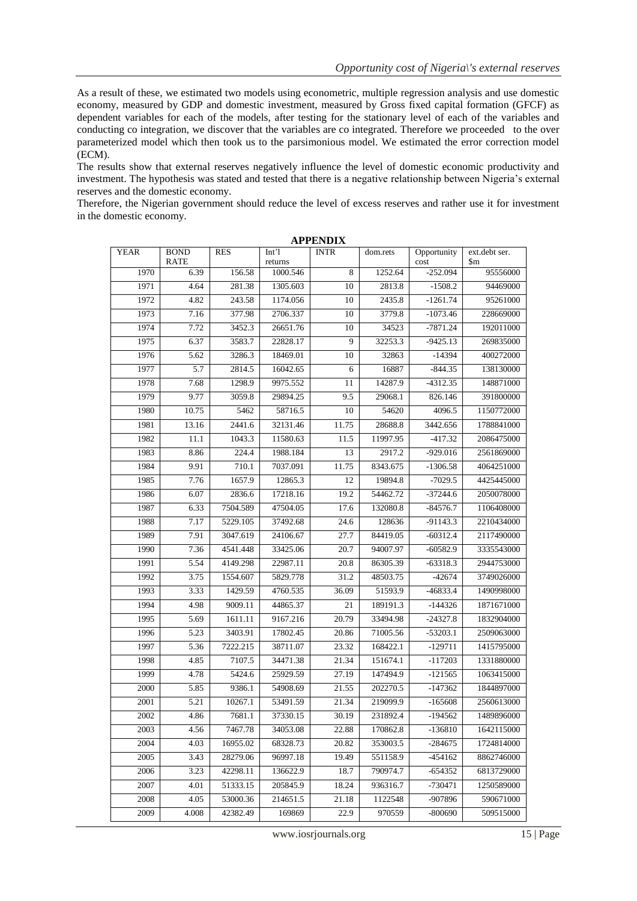As a result of these, we estimated two models using econometric, multiple regression analysis and use domestic economy, measured by GDP and domestic investment, measured by Gross fixed capital formation (GFCF) as dependent variables for each of the models, after testing for the stationary level of each of the variables and conducting co integration, we discover that the variables are co integrated. Therefore we proceeded to the over parameterized model which then took us to the parsimonious model. We estimated the error correction model (ECM).

The results show that external reserves negatively influence the level of domestic economic productivity and investment. The hypothesis was stated and tested that there is a negative relationship between Nigeria's external reserves and the domestic economy.

Therefore, the Nigerian government should reduce the level of excess reserves and rather use it for investment in the domestic economy.

## APPENDIX

| YEAR | BOND RATE | RES | Int'l returns | INTR | dom.rets | Opportunity cost | ext.debt ser. $m |
|---|---|---|---|---|---|---|---|
| 1970 | 6.39 | 156.58 | 1000.546 | 8 | 1252.64 | -252.094 | 95556000 |
| 1971 | 4.64 | 281.38 | 1305.603 | 10 | 2813.8 | -1508.2 | 94469000 |
| 1972 | 4.82 | 243.58 | 1174.056 | 10 | 2435.8 | -1261.74 | 95261000 |
| 1973 | 7.16 | 377.98 | 2706.337 | 10 | 3779.8 | -1073.46 | 228669000 |
| 1974 | 7.72 | 3452.3 | 26651.76 | 10 | 34523 | -7871.24 | 192011000 |
| 1975 | 6.37 | 3583.7 | 22828.17 | 9 | 32253.3 | -9425.13 | 269835000 |
| 1976 | 5.62 | 3286.3 | 18469.01 | 10 | 32863 | -14394 | 400272000 |
| 1977 | 5.7 | 2814.5 | 16042.65 | 6 | 16887 | -844.35 | 138130000 |
| 1978 | 7.68 | 1298.9 | 9975.552 | 11 | 14287.9 | -4312.35 | 148871000 |
| 1979 | 9.77 | 3059.8 | 29894.25 | 9.5 | 29068.1 | 826.146 | 391800000 |
| 1980 | 10.75 | 5462 | 58716.5 | 10 | 54620 | 4096.5 | 1150772000 |
| 1981 | 13.16 | 2441.6 | 32131.46 | 11.75 | 28688.8 | 3442.656 | 1788841000 |
| 1982 | 11.1 | 1043.3 | 11580.63 | 11.5 | 11997.95 | -417.32 | 2086475000 |
| 1983 | 8.86 | 224.4 | 1988.184 | 13 | 2917.2 | -929.016 | 2561869000 |
| 1984 | 9.91 | 710.1 | 7037.091 | 11.75 | 8343.675 | -1306.58 | 4064251000 |
| 1985 | 7.76 | 1657.9 | 12865.3 | 12 | 19894.8 | -7029.5 | 4425445000 |
| 1986 | 6.07 | 2836.6 | 17218.16 | 19.2 | 54462.72 | -37244.6 | 2050078000 |
| 1987 | 6.33 | 7504.589 | 47504.05 | 17.6 | 132080.8 | -84576.7 | 1106408000 |
| 1988 | 7.17 | 5229.105 | 37492.68 | 24.6 | 128636 | -91143.3 | 2210434000 |
| 1989 | 7.91 | 3047.619 | 24106.67 | 27.7 | 84419.05 | -60312.4 | 2117490000 |
| 1990 | 7.36 | 4541.448 | 33425.06 | 20.7 | 94007.97 | -60582.9 | 3335543000 |
| 1991 | 5.54 | 4149.298 | 22987.11 | 20.8 | 86305.39 | -63318.3 | 2944753000 |
| 1992 | 3.75 | 1554.607 | 5829.778 | 31.2 | 48503.75 | -42674 | 3749026000 |
| 1993 | 3.33 | 1429.59 | 4760.535 | 36.09 | 51593.9 | -46833.4 | 1490998000 |
| 1994 | 4.98 | 9009.11 | 44865.37 | 21 | 189191.3 | -144326 | 1871671000 |
| 1995 | 5.69 | 1611.11 | 9167.216 | 20.79 | 33494.98 | -24327.8 | 1832904000 |
| 1996 | 5.23 | 3403.91 | 17802.45 | 20.86 | 71005.56 | -53203.1 | 2509063000 |
| 1997 | 5.36 | 7222.215 | 38711.07 | 23.32 | 168422.1 | -129711 | 1415795000 |
| 1998 | 4.85 | 7107.5 | 34471.38 | 21.34 | 151674.1 | -117203 | 1331880000 |
| 1999 | 4.78 | 5424.6 | 25929.59 | 27.19 | 147494.9 | -121565 | 1063415000 |
| 2000 | 5.85 | 9386.1 | 54908.69 | 21.55 | 202270.5 | -147362 | 1844897000 |
| 2001 | 5.21 | 10267.1 | 53491.59 | 21.34 | 219099.9 | -165608 | 2560613000 |
| 2002 | 4.86 | 7681.1 | 37330.15 | 30.19 | 231892.4 | -194562 | 1489896000 |
| 2003 | 4.56 | 7467.78 | 34053.08 | 22.88 | 170862.8 | -136810 | 1642115000 |
| 2004 | 4.03 | 16955.02 | 68328.73 | 20.82 | 353003.5 | -284675 | 1724814000 |
| 2005 | 3.43 | 28279.06 | 96997.18 | 19.49 | 551158.9 | -454162 | 8862746000 |
| 2006 | 3.23 | 42298.11 | 136622.9 | 18.7 | 790974.7 | -654352 | 6813729000 |
| 2007 | 4.01 | 51333.15 | 205845.9 | 18.24 | 936316.7 | -730471 | 1250589000 |
| 2008 | 4.05 | 53000.36 | 214651.5 | 21.18 | 1122548 | -907896 | 590671000 |
| 2009 | 4.008 | 42382.49 | 169869 | 22.9 | 970559 | -800690 | 509515000 |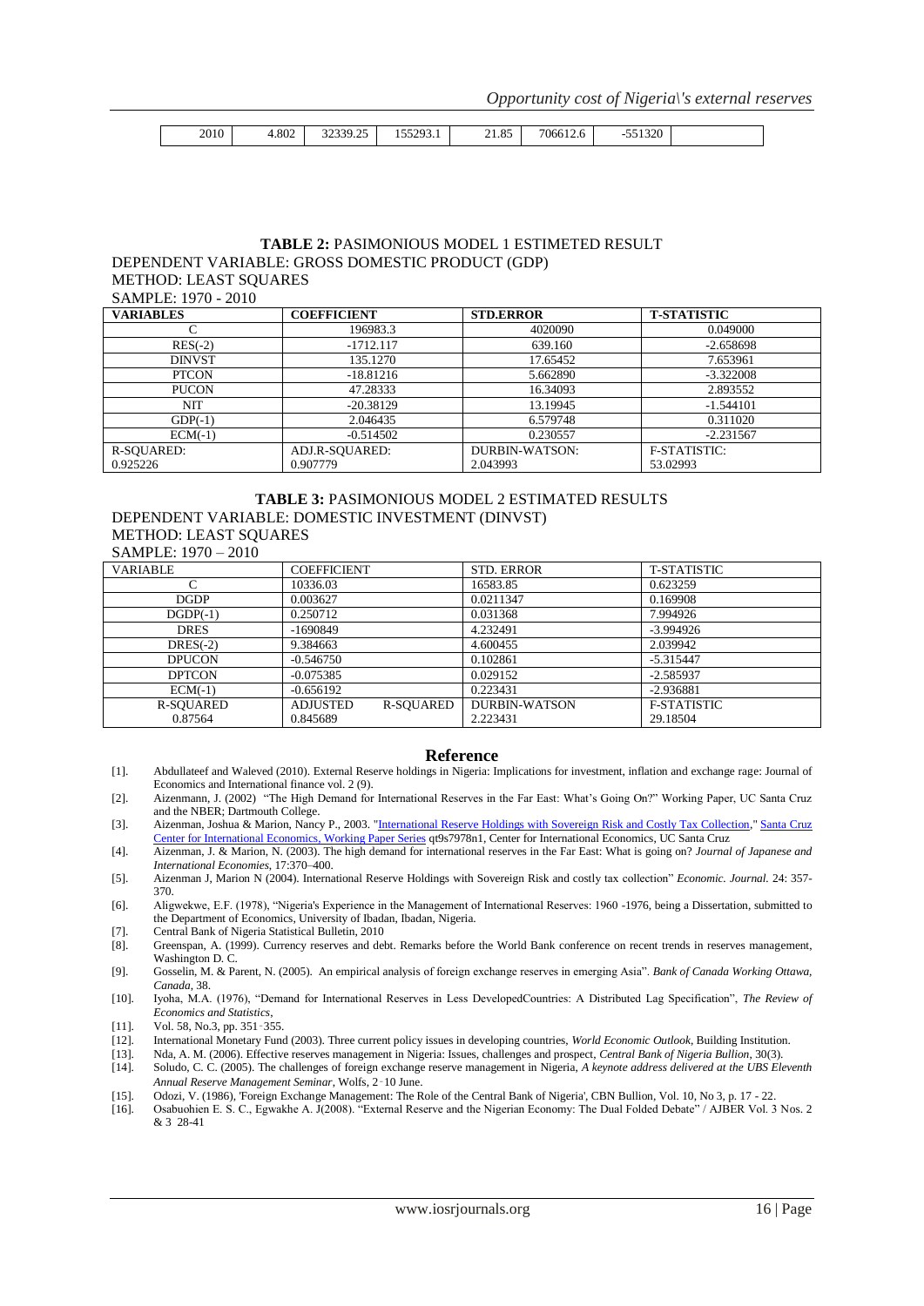| | | | | | | |
|---|---|---|---|---|---|---|
| 2010 | 4.802 | 32339.25 | 155293.1 | 21.85 | 706612.6 | -551320 |

**TABLE 2:** PASIMONIOUS MODEL 1 ESTIMETED RESULT

DEPENDENT VARIABLE: GROSS DOMESTIC PRODUCT (GDP)
METHOD: LEAST SQUARES
SAMPLE: 1970 - 2010

| VARIABLES | COEFFICIENT | STD.ERROR | T-STATISTIC |
|---|---|---|---|
| C | 196983.3 | 4020090 | 0.049000 |
| RES(-2) | -1712.117 | 639.160 | -2.658698 |
| DINVST | 135.1270 | 17.65452 | 7.653961 |
| PTCON | -18.81216 | 5.662890 | -3.322008 |
| PUCON | 47.28333 | 16.34093 | 2.893552 |
| NIT | -20.38129 | 13.19945 | -1.544101 |
| GDP(-1) | 2.046435 | 6.579748 | 0.311020 |
| ECM(-1) | -0.514502 | 0.230557 | -2.231567 |
| R-SQUARED: 0.925226 | ADJ.R-SQUARED: 0.907779 | DURBIN-WATSON: 2.043993 | F-STATISTIC: 53.02993 |

**TABLE 3:** PASIMONIOUS MODEL 2 ESTIMATED RESULTS

DEPENDENT VARIABLE: DOMESTIC INVESTMENT (DINVST)
METHOD: LEAST SQUARES
SAMPLE: 1970 – 2010

| VARIABLE | COEFFICIENT | STD. ERROR | T-STATISTIC |
|---|---|---|---|
| C | 10336.03 | 16583.85 | 0.623259 |
| DGDP | 0.003627 | 0.0211347 | 0.169908 |
| DGDP(-1) | 0.250712 | 0.031368 | 7.994926 |
| DRES | -1690849 | 4.232491 | -3.994926 |
| DRES(-2) | 9.384663 | 4.600455 | 2.039942 |
| DPUCON | -0.546750 | 0.102861 | -5.315447 |
| DPTCON | -0.075385 | 0.029152 | -2.585937 |
| ECM(-1) | -0.656192 | 0.223431 | -2.936881 |
| R-SQUARED 0.87564 | ADJUSTED R-SQUARED 0.845689 | DURBIN-WATSON 2.223431 | F-STATISTIC 29.18504 |

## Reference

[1]. Abdullateef and Waleved (2010). External Reserve holdings in Nigeria: Implications for investment, inflation and exchange rage: Journal of Economics and International finance vol. 2 (9).

[2]. Aizenmann, J. (2002) "The High Demand for International Reserves in the Far East: What's Going On?" Working Paper, UC Santa Cruz and the NBER; Dartmouth College.

[3]. Aizenman, Joshua & Marion, Nancy P., 2003. "International Reserve Holdings with Sovereign Risk and Costly Tax Collection," Santa Cruz Center for International Economics, Working Paper Series qt9s7978n1, Center for International Economics, UC Santa Cruz

[4]. Aizenman, J. & Marion, N. (2003). The high demand for international reserves in the Far East: What is going on? *Journal of Japanese and International Economies*, 17:370–400.

[5]. Aizenman J, Marion N (2004). International Reserve Holdings with Sovereign Risk and costly tax collection" *Economic. Journal.* 24: 357-370.

[6]. Aligwekwe, E.F. (1978), "Nigeria's Experience in the Management of International Reserves: 1960 -1976, being a Dissertation, submitted to the Department of Economics, University of Ibadan, Ibadan, Nigeria.

[7]. Central Bank of Nigeria Statistical Bulletin, 2010

[8]. Greenspan, A. (1999). Currency reserves and debt. Remarks before the World Bank conference on recent trends in reserves management, Washington D. C.

[9]. Gosselin, M. & Parent, N. (2005). An empirical analysis of foreign exchange reserves in emerging Asia". *Bank of Canada Working Ottawa, Canada,* 38.

[10]. Iyoha, M.A. (1976), "Demand for International Reserves in Less DevelopedCountries: A Distributed Lag Specification", *The Review of Economics and Statistics*,

[11]. Vol. 58, No.3, pp. 351‑355.

[12]. International Monetary Fund (2003). Three current policy issues in developing countries, *World Economic Outlook*, Building Institution.

[13]. Nda, A. M. (2006). Effective reserves management in Nigeria: Issues, challenges and prospect, *Central Bank of Nigeria Bullion*, 30(3).

[14]. Soludo, C. C. (2005). The challenges of foreign exchange reserve management in Nigeria, *A keynote address delivered at the UBS Eleventh Annual Reserve Management Seminar*, Wolfs, 2‑10 June.

[15]. Odozi, V. (1986), 'Foreign Exchange Management: The Role of the Central Bank of Nigeria', CBN Bullion, Vol. 10, No 3, p. 17 - 22.

[16]. Osabuohien E. S. C., Egwakhe A. J(2008). "External Reserve and the Nigerian Economy: The Dual Folded Debate" / AJBER Vol. 3 Nos. 2 & 3 28-41